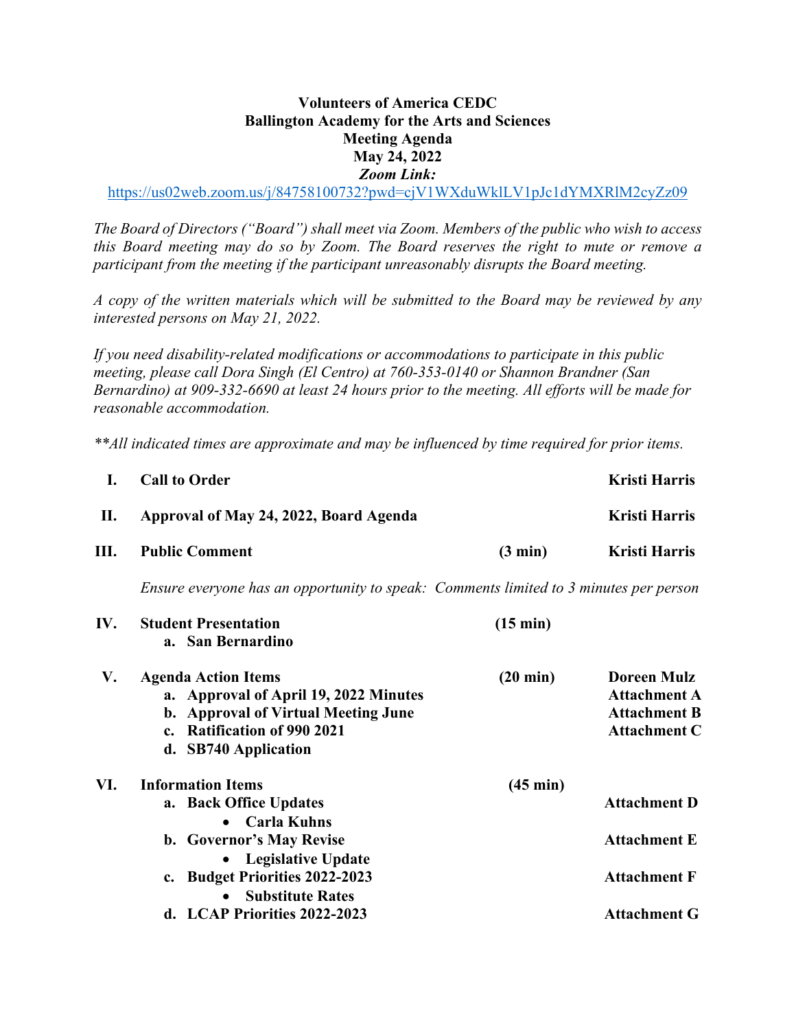# Volunteers of America CEDC
## Ballington Academy for the Arts and Sciences
## Meeting Agenda
## May 24, 2022
***Zoom Link:***

https://us02web.zoom.us/j/84758100732?pwd=cjV1WXduWklLV1pJc1dYMXRlM2cyZz09

*The Board of Directors ("Board") shall meet via Zoom. Members of the public who wish to access this Board meeting may do so by Zoom. The Board reserves the right to mute or remove a participant from the meeting if the participant unreasonably disrupts the Board meeting.*

*A copy of the written materials which will be submitted to the Board may be reviewed by any interested persons on May 21, 2022.*

*If you need disability-related modifications or accommodations to participate in this public meeting, please call Dora Singh (El Centro) at 760-353-0140 or Shannon Brandner (San Bernardino) at 909-332-6690 at least 24 hours prior to the meeting. All efforts will be made for reasonable accommodation.*

*\*\*All indicated times are approximate and may be influenced by time required for prior items.*

| | | | |
|---|---|---|---|
| **I.** | **Call to Order** | | **Kristi Harris** |
| **II.** | **Approval of May 24, 2022, Board Agenda** | | **Kristi Harris** |
| **III.** | **Public Comment** | **(3 min)** | **Kristi Harris** |
| | *Ensure everyone has an opportunity to speak: Comments limited to 3 minutes per person* | | |
| **IV.** | **Student Presentation**<br>a. **San Bernardino** | **(15 min)** | |
| **V.** | **Agenda Action Items** | **(20 min)** | **Doreen Mulz** |
| | a. **Approval of April 19, 2022 Minutes** | | **Attachment A** |
| | b. **Approval of Virtual Meeting June** | | **Attachment B** |
| | c. **Ratification of 990 2021** | | **Attachment C** |
| | d. **SB740 Application** | | |
| **VI.** | **Information Items** | **(45 min)** | |
| | a. **Back Office Updates**<br>• **Carla Kuhns** | | **Attachment D** |
| | b. **Governor's May Revise**<br>• **Legislative Update** | | **Attachment E** |
| | c. **Budget Priorities 2022-2023**<br>• **Substitute Rates** | | **Attachment F** |
| | d. **LCAP Priorities 2022-2023** | | **Attachment G** |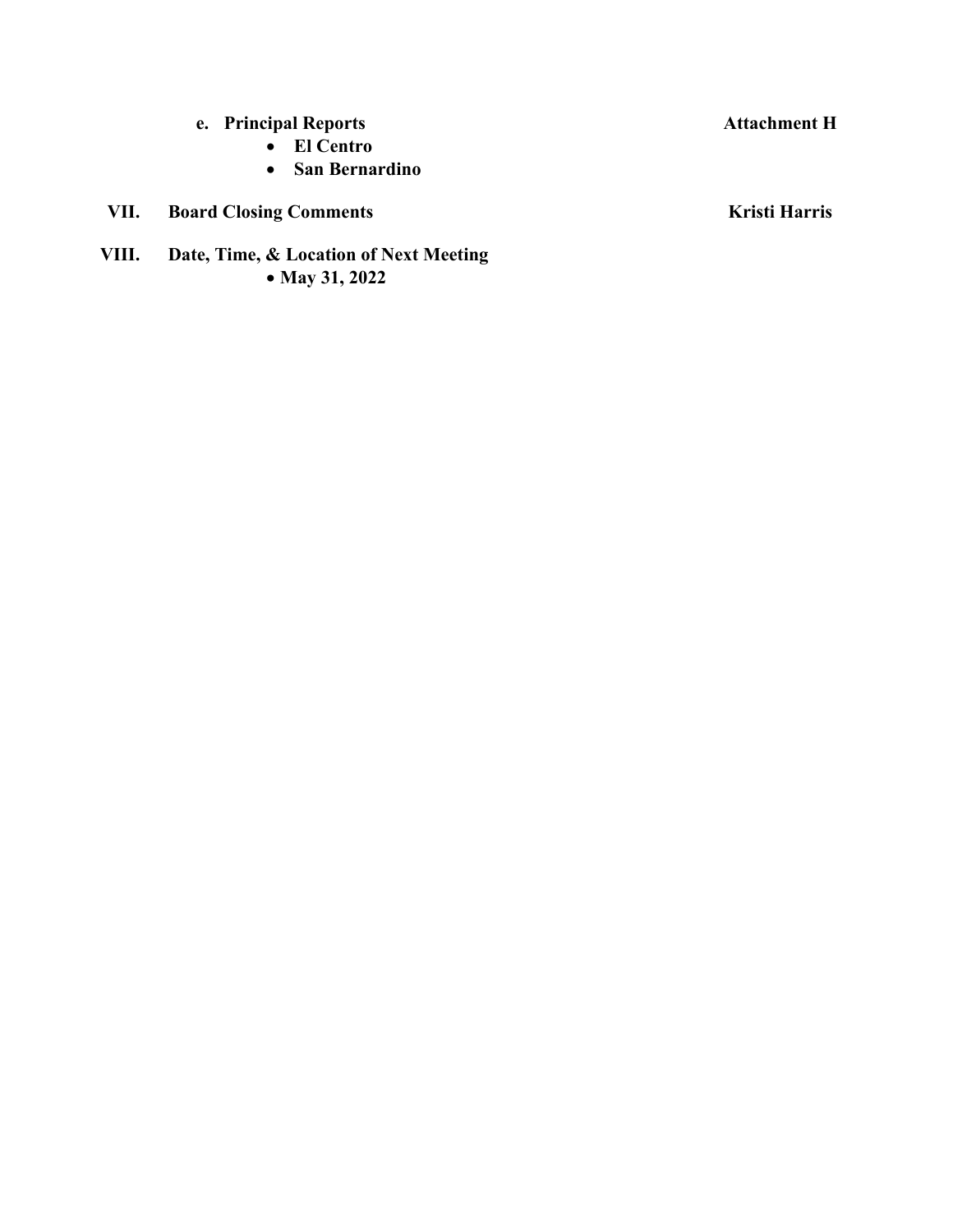**e. Principal Reports** **Attachment H**

- **El Centro**
- **San Bernardino**

**VII. Board Closing Comments** **Kristi Harris**

**VIII. Date, Time, & Location of Next Meeting**

- **May 31, 2022**